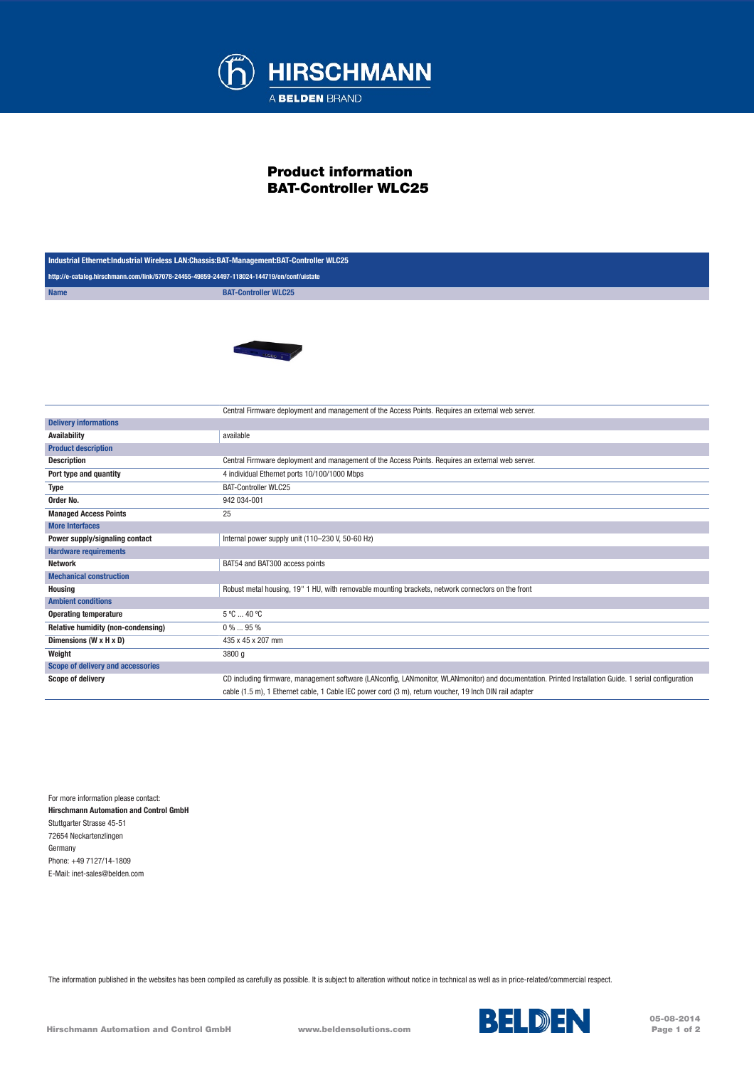# Product information
# BAT-Controller WLC25

| Industrial Ethernet:Industrial Wireless LAN:Chassis:BAT-Management:BAT-Controller WLC25 | |
|---|---|
| http://e-catalog.hirschmann.com/link/57078-24455-49859-24497-118024-144719/en/conf/uistate | |
| **Name** | **BAT-Controller WLC25** |

| | |
|---|---|
| | Central Firmware deployment and management of the Access Points. Requires an external web server. |
| **Delivery informations** | |
| **Availability** | available |
| **Product description** | |
| **Description** | Central Firmware deployment and management of the Access Points. Requires an external web server. |
| **Port type and quantity** | 4 individual Ethernet ports 10/100/1000 Mbps |
| **Type** | BAT-Controller WLC25 |
| **Order No.** | 942 034-001 |
| **Managed Access Points** | 25 |
| **More Interfaces** | |
| **Power supply/signaling contact** | Internal power supply unit (110–230 V, 50-60 Hz) |
| **Hardware requirements** | |
| **Network** | BAT54 and BAT300 access points |
| **Mechanical construction** | |
| **Housing** | Robust metal housing, 19" 1 HU, with removable mounting brackets, network connectors on the front |
| **Ambient conditions** | |
| **Operating temperature** | 5 °C ... 40 °C |
| **Relative humidity (non-condensing)** | 0 % ... 95 % |
| **Dimensions (W x H x D)** | 435 x 45 x 207 mm |
| **Weight** | 3800 g |
| **Scope of delivery and accessories** | |
| **Scope of delivery** | CD including firmware, management software (LANconfig, LANmonitor, WLANmonitor) and documentation. Printed Installation Guide. 1 serial configuration cable (1.5 m), 1 Ethernet cable, 1 Cable IEC power cord (3 m), return voucher, 19 Inch DIN rail adapter |

For more information please contact:
**Hirschmann Automation and Control GmbH**
Stuttgarter Strasse 45-51
72654 Neckartenzlingen
Germany
Phone: +49 7127/14-1809
E-Mail: inet-sales@belden.com

The information published in the websites has been compiled as carefully as possible. It is subject to alteration without notice in technical as well as in price-related/commercial respect.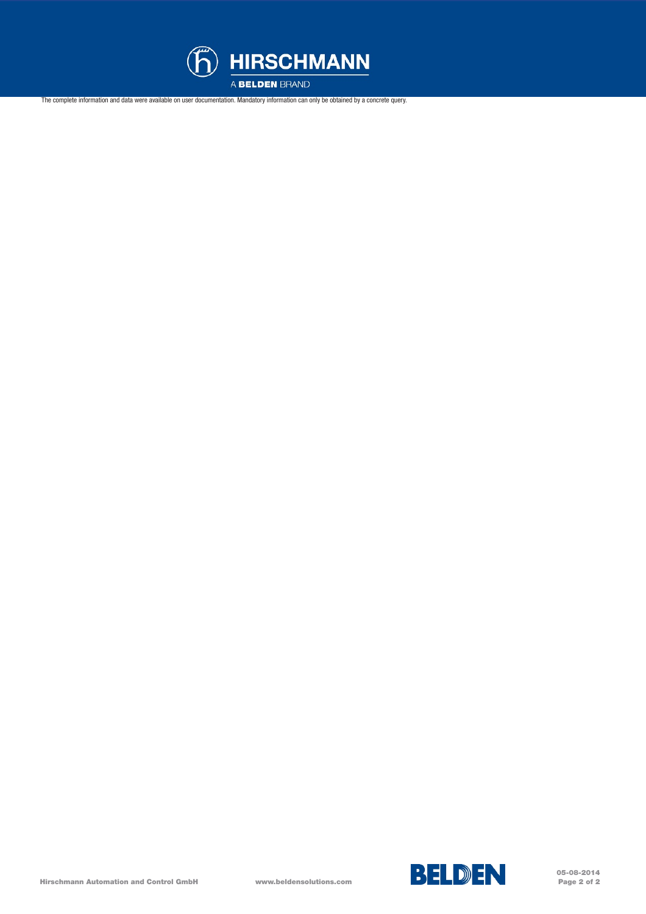The complete information and data were available on user documentation. Mandatory information can only be obtained by a concrete query.